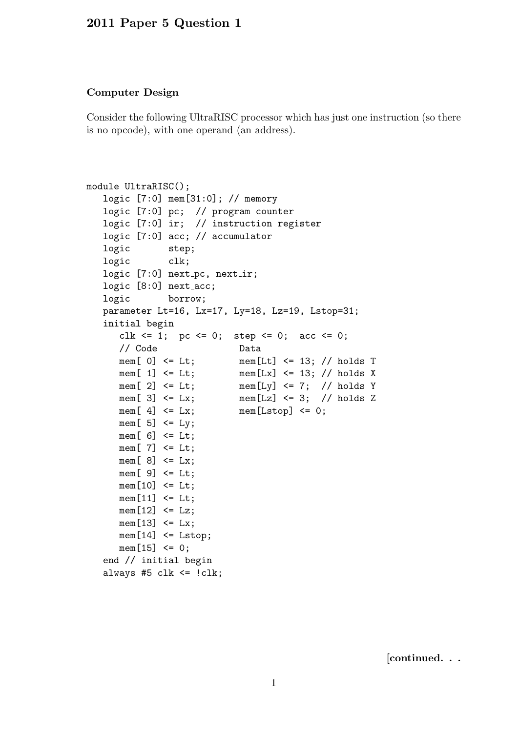## 2011 Paper 5 Question 1

### Computer Design

Consider the following UltraRISC processor which has just one instruction (so there is no opcode), with one operand (an address).

```
module UltraRISC();
   logic [7:0] mem[31:0]; // memory
   logic [7:0] pc;  // program counter
   logic [7:0] ir;  // instruction register
   logic [7:0] acc; // accumulator
   logic       step;
   logic       clk;
   logic [7:0] next_pc, next_ir;
   logic [8:0] next_acc;
   logic       borrow;
   parameter Lt=16, Lx=17, Ly=18, Lz=19, Lstop=31;
   initial begin
      clk <= 1;  pc <= 0;  step <= 0;  acc <= 0;
      // Code               Data
      mem[ 0] <= Lt;        mem[Lt] <= 13; // holds T
      mem[ 1] <= Lt;        mem[Lx] <= 13; // holds X
      mem[ 2] <= Lt;        mem[Ly] <= 7;  // holds Y
      mem[ 3] <= Lx;        mem[Lz] <= 3;  // holds Z
      mem[ 4] <= Lx;        mem[Lstop] <= 0;
      mem[ 5] <= Ly;
      mem[ 6] <= Lt;
      mem[ 7] <= Lt;
      mem[ 8] <= Lx;
      mem[ 9] <= Lt;
      mem[10] <= Lt;
      mem[11] <= Lt;
      mem[12] <= Lz;
      mem[13] <= Lx;
      mem[14] <= Lstop;
      mem[15] <= 0;
   end // initial begin
   always #5 clk <= !clk;
```

[continued. . .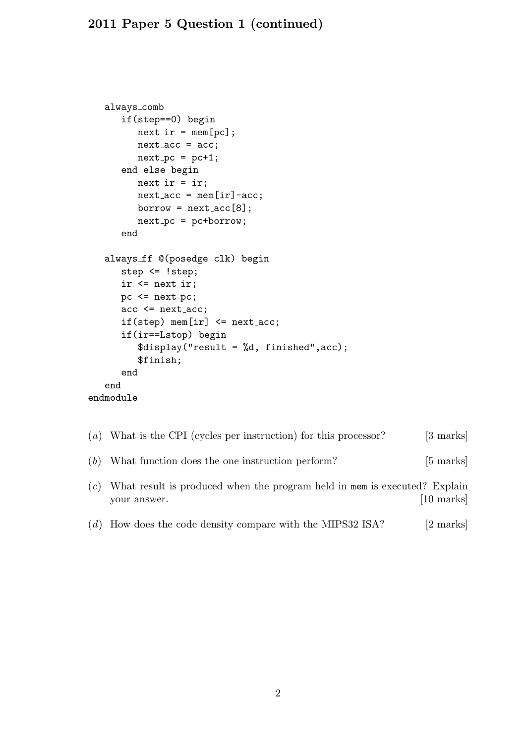## 2011 Paper 5 Question 1 (continued)

```
   always_comb
      if(step==0) begin
         next_ir = mem[pc];
         next_acc = acc;
         next_pc = pc+1;
      end else begin
         next_ir = ir;
         next_acc = mem[ir]-acc;
         borrow = next_acc[8];
         next_pc = pc+borrow;
      end

   always_ff @(posedge clk) begin
      step <= !step;
      ir <= next_ir;
      pc <= next_pc;
      acc <= next_acc;
      if(step) mem[ir] <= next_acc;
      if(ir==Lstop) begin
         $display("result = %d, finished",acc);
         $finish;
      end
   end
endmodule
```

(*a*) What is the CPI (cycles per instruction) for this processor? [3 marks]

(*b*) What function does the one instruction perform? [5 marks]

(*c*) What result is produced when the program held in `mem` is executed? Explain your answer. [10 marks]

(*d*) How does the code density compare with the MIPS32 ISA? [2 marks]